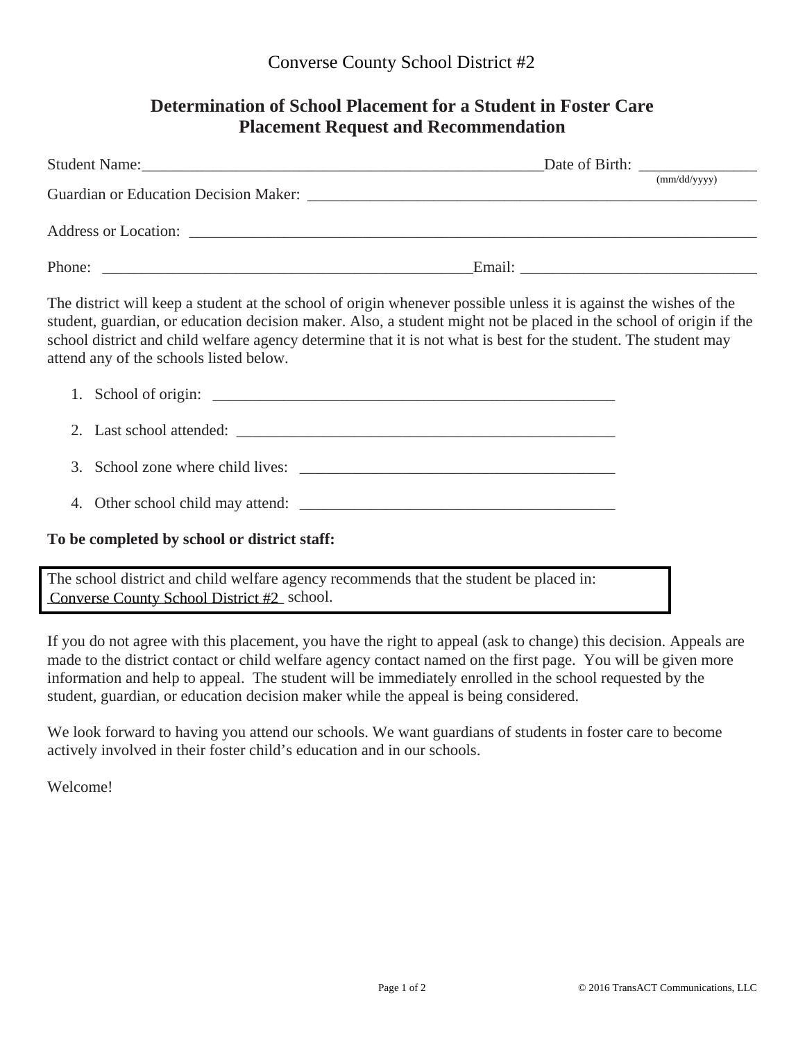Converse County School District #2

## Determination of School Placement for a Student in Foster Care
## Placement Request and Recommendation

Student Name:_____________________________________________________Date of Birth: _______________
(mm/dd/yyyy)

Guardian or Education Decision Maker: ___________________________________________________________

Address or Location: ___________________________________________________________________________

Phone: ________________________________________________Email: ______________________________

The district will keep a student at the school of origin whenever possible unless it is against the wishes of the student, guardian, or education decision maker. Also, a student might not be placed in the school of origin if the school district and child welfare agency determine that it is not what is best for the student. The student may attend any of the schools listed below.

1. School of origin: _____________________________________________________
2. Last school attended: _________________________________________________
3. School zone where child lives: __________________________________________
4. Other school child may attend: _________________________________________

**To be completed by school or district staff:**

The school district and child welfare agency recommends that the student be placed in: Converse County School District #2 school.

If you do not agree with this placement, you have the right to appeal (ask to change) this decision. Appeals are made to the district contact or child welfare agency contact named on the first page. You will be given more information and help to appeal. The student will be immediately enrolled in the school requested by the student, guardian, or education decision maker while the appeal is being considered.

We look forward to having you attend our schools. We want guardians of students in foster care to become actively involved in their foster child's education and in our schools.

Welcome!

© 2016 TransACT Communications, LLC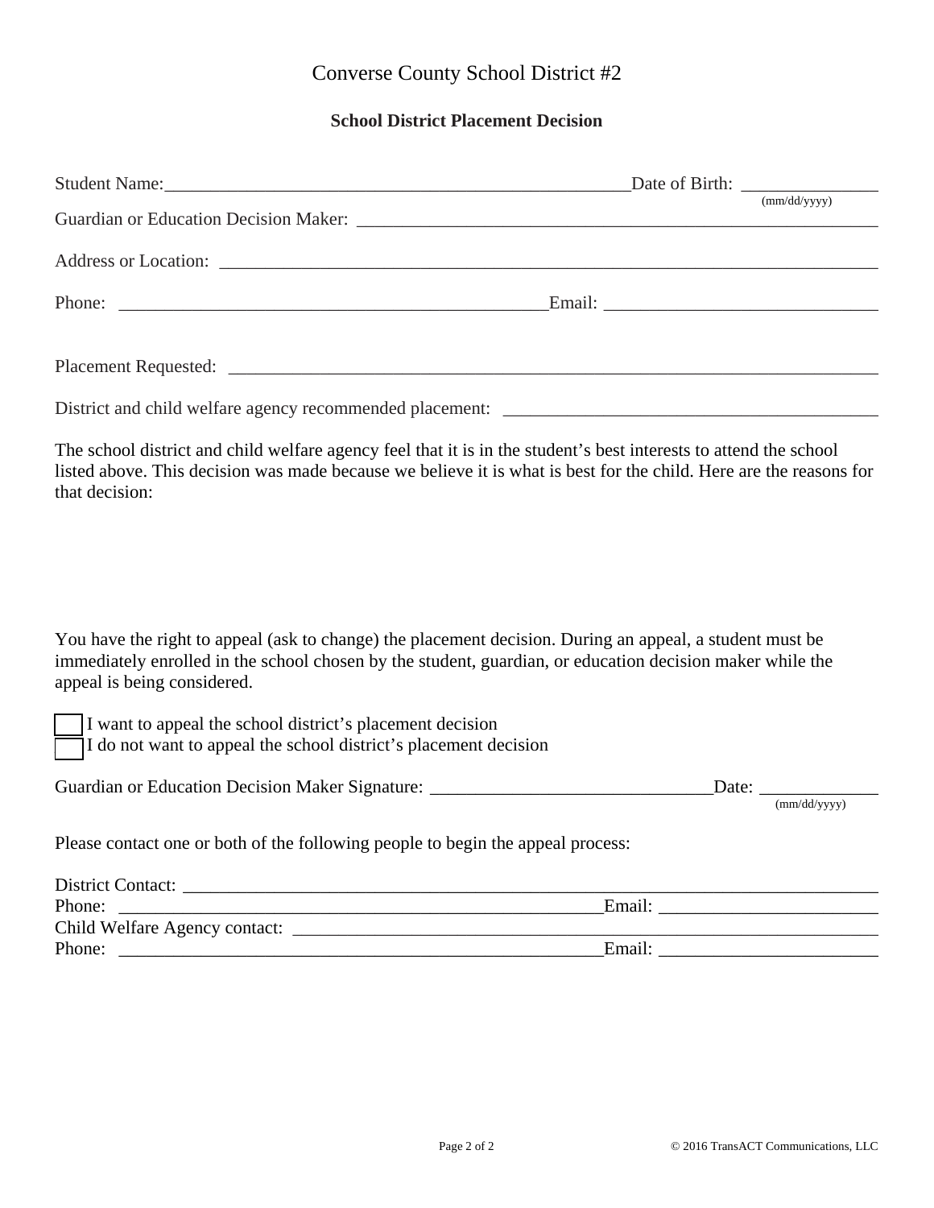# Converse County School District #2

## School District Placement Decision

Student Name:_____________________________________________________Date of Birth: _______________
(mm/dd/yyyy)

Guardian or Education Decision Maker: ____________________________________________________________

Address or Location: ___________________________________________________________________________

Phone: _________________________________________________Email: ______________________________

Placement Requested: __________________________________________________________________________

District and child welfare agency recommended placement: __________________________________________

The school district and child welfare agency feel that it is in the student's best interests to attend the school listed above. This decision was made because we believe it is what is best for the child. Here are the reasons for that decision:

You have the right to appeal (ask to change) the placement decision. During an appeal, a student must be immediately enrolled in the school chosen by the student, guardian, or education decision maker while the appeal is being considered.

☐ I want to appeal the school district's placement decision
☐ I do not want to appeal the school district's placement decision

Guardian or Education Decision Maker Signature: ______________________________Date: _____________
(mm/dd/yyyy)

Please contact one or both of the following people to begin the appeal process:

District Contact: ________________________________________________________________________________
Phone: _______________________________________________________Email: ________________________
Child Welfare Agency contact: ___________________________________________________________________
Phone: _______________________________________________________Email: ________________________

© 2016 TransACT Communications, LLC